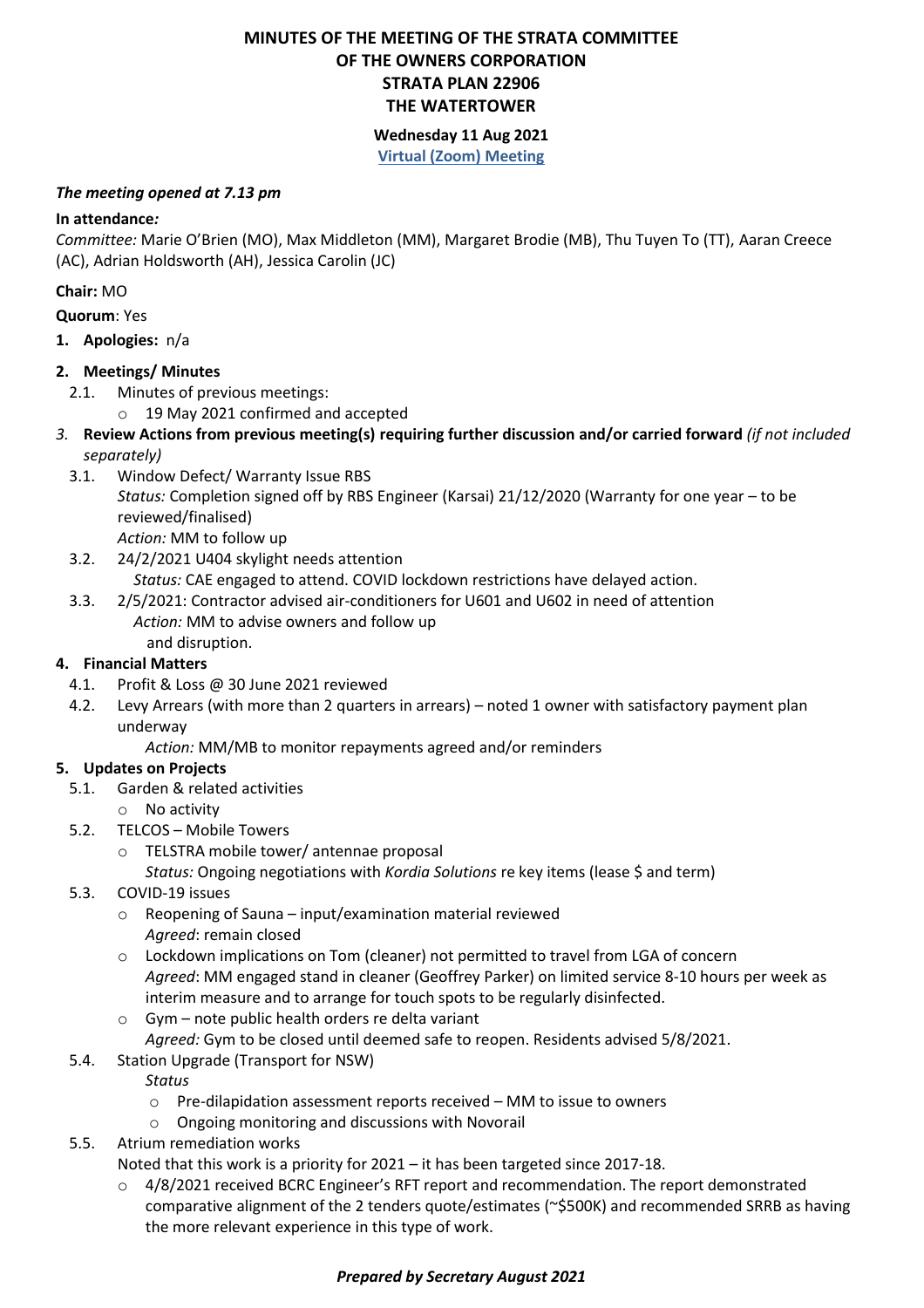# MINUTES OF THE MEETING OF THE STRATA COMMITTEE OF THE OWNERS CORPORATION STRATA PLAN 22906 THE WATERTOWER

**Wednesday 11 Aug 2021**

**Virtual (Zoom) Meeting**

***The meeting opened at 7.13 pm***

**In attendance*:***

*Committee:* Marie O'Brien (MO), Max Middleton (MM), Margaret Brodie (MB), Thu Tuyen To (TT), Aaran Creece (AC), Adrian Holdsworth (AH), Jessica Carolin (JC)

**Chair:** MO

**Quorum**: Yes

1. **Apologies:** n/a
2. **Meetings/ Minutes**
   - 2.1. Minutes of previous meetings:
     - 19 May 2021 confirmed and accepted
3. ***Review Actions from previous meeting(s) requiring further discussion and/or carried forward** (if not included separately)*
   - 3.1. Window Defect/ Warranty Issue RBS
     *Status:* Completion signed off by RBS Engineer (Karsai) 21/12/2020 (Warranty for one year – to be reviewed/finalised)
     *Action:* MM to follow up
   - 3.2. 24/2/2021 U404 skylight needs attention
     *Status:* CAE engaged to attend. COVID lockdown restrictions have delayed action.
   - 3.3. 2/5/2021: Contractor advised air-conditioners for U601 and U602 in need of attention
     *Action:* MM to advise owners and follow up
     and disruption.
4. **Financial Matters**
   - 4.1. Profit & Loss @ 30 June 2021 reviewed
   - 4.2. Levy Arrears (with more than 2 quarters in arrears) – noted 1 owner with satisfactory payment plan underway
     *Action:* MM/MB to monitor repayments agreed and/or reminders
5. **Updates on Projects**
   - 5.1. Garden & related activities
     - No activity
   - 5.2. TELCOS – Mobile Towers
     - TELSTRA mobile tower/ antennae proposal
       *Status:* Ongoing negotiations with *Kordia Solutions* re key items (lease $ and term)
   - 5.3. COVID-19 issues
     - Reopening of Sauna – input/examination material reviewed
       *Agreed*: remain closed
     - Lockdown implications on Tom (cleaner) not permitted to travel from LGA of concern
       *Agreed*: MM engaged stand in cleaner (Geoffrey Parker) on limited service 8-10 hours per week as interim measure and to arrange for touch spots to be regularly disinfected.
     - Gym – note public health orders re delta variant
       *Agreed:* Gym to be closed until deemed safe to reopen. Residents advised 5/8/2021.
   - 5.4. Station Upgrade (Transport for NSW)
     *Status*
     - Pre-dilapidation assessment reports received – MM to issue to owners
     - Ongoing monitoring and discussions with Novorail
   - 5.5. Atrium remediation works
     Noted that this work is a priority for 2021 – it has been targeted since 2017-18.
     - 4/8/2021 received BCRC Engineer's RFT report and recommendation. The report demonstrated comparative alignment of the 2 tenders quote/estimates (~$500K) and recommended SRRB as having the more relevant experience in this type of work.

***Prepared by Secretary August 2021***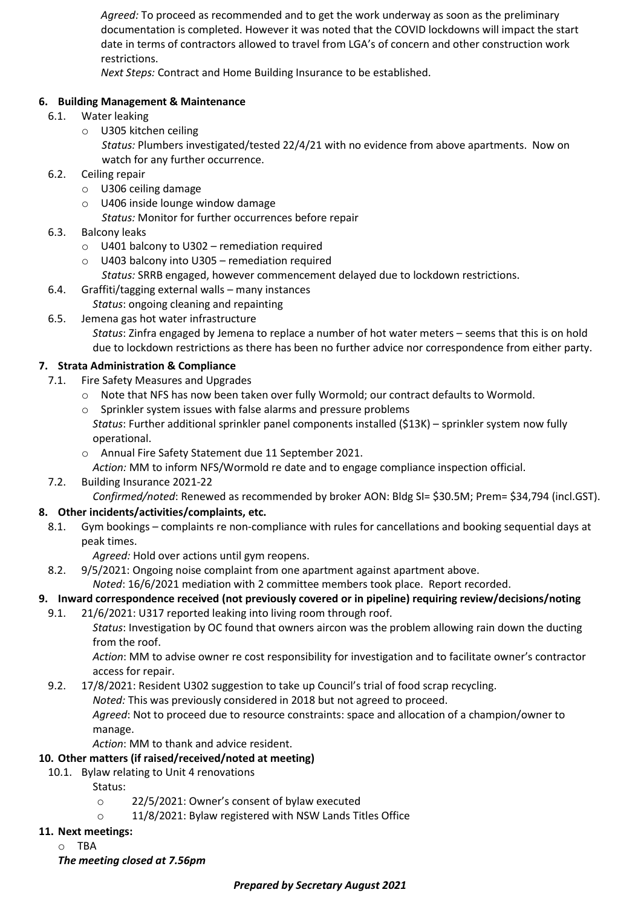*Agreed:* To proceed as recommended and to get the work underway as soon as the preliminary documentation is completed. However it was noted that the COVID lockdowns will impact the start date in terms of contractors allowed to travel from LGA's of concern and other construction work restrictions.

*Next Steps:* Contract and Home Building Insurance to be established.

**6. Building Management & Maintenance**

6.1. Water leaking
- U305 kitchen ceiling

  *Status:* Plumbers investigated/tested 22/4/21 with no evidence from above apartments. Now on watch for any further occurrence.

6.2. Ceiling repair
- U306 ceiling damage
- U406 inside lounge window damage

  *Status:* Monitor for further occurrences before repair

6.3. Balcony leaks
- U401 balcony to U302 – remediation required
- U403 balcony into U305 – remediation required

  *Status:* SRRB engaged, however commencement delayed due to lockdown restrictions.

6.4. Graffiti/tagging external walls – many instances

*Status*: ongoing cleaning and repainting

6.5. Jemena gas hot water infrastructure

*Status*: Zinfra engaged by Jemena to replace a number of hot water meters – seems that this is on hold due to lockdown restrictions as there has been no further advice nor correspondence from either party.

**7. Strata Administration & Compliance**

7.1. Fire Safety Measures and Upgrades
- Note that NFS has now been taken over fully Wormold; our contract defaults to Wormold.
- Sprinkler system issues with false alarms and pressure problems

  *Status*: Further additional sprinkler panel components installed ($13K) – sprinkler system now fully operational.
- Annual Fire Safety Statement due 11 September 2021.

  *Action:* MM to inform NFS/Wormold re date and to engage compliance inspection official.

7.2. Building Insurance 2021-22

*Confirmed/noted*: Renewed as recommended by broker AON: Bldg SI= $30.5M; Prem= $34,794 (incl.GST).

**8. Other incidents/activities/complaints, etc.**

8.1. Gym bookings – complaints re non-compliance with rules for cancellations and booking sequential days at peak times.

*Agreed:* Hold over actions until gym reopens.

8.2. 9/5/2021: Ongoing noise complaint from one apartment against apartment above.

*Noted*: 16/6/2021 mediation with 2 committee members took place. Report recorded.

**9. Inward correspondence received (not previously covered or in pipeline) requiring review/decisions/noting**

9.1. 21/6/2021: U317 reported leaking into living room through roof.

*Status*: Investigation by OC found that owners aircon was the problem allowing rain down the ducting from the roof.

*Action*: MM to advise owner re cost responsibility for investigation and to facilitate owner's contractor access for repair.

9.2. 17/8/2021: Resident U302 suggestion to take up Council's trial of food scrap recycling.

*Noted:* This was previously considered in 2018 but not agreed to proceed.

*Agreed*: Not to proceed due to resource constraints: space and allocation of a champion/owner to manage.

*Action*: MM to thank and advice resident.

**10. Other matters (if raised/received/noted at meeting)**

10.1. Bylaw relating to Unit 4 renovations

Status:
- 22/5/2021: Owner's consent of bylaw executed
- 11/8/2021: Bylaw registered with NSW Lands Titles Office

**11. Next meetings:**
- TBA

***The meeting closed at 7.56pm***

***Prepared by Secretary August 2021***